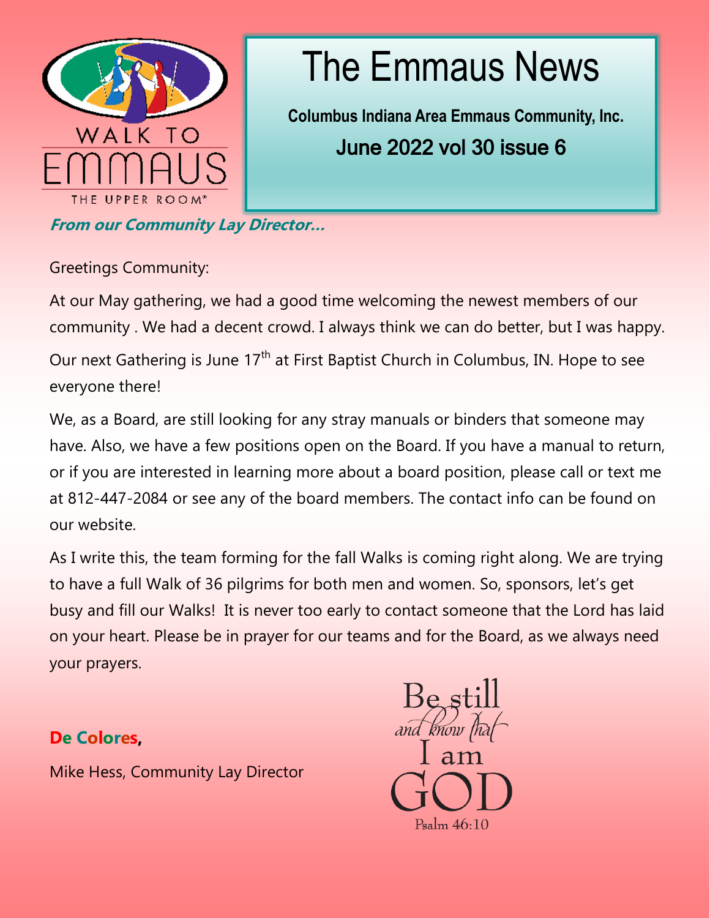# The Emmaus News

**Columbus Indiana Area Emmaus Community, Inc.**

**June 2022 vol 30 issue 6**

***From our Community Lay Director…***

Greetings Community:

At our May gathering, we had a good time welcoming the newest members of our community . We had a decent crowd. I always think we can do better, but I was happy.

Our next Gathering is June 17th at First Baptist Church in Columbus, IN. Hope to see everyone there!

We, as a Board, are still looking for any stray manuals or binders that someone may have. Also, we have a few positions open on the Board. If you have a manual to return, or if you are interested in learning more about a board position, please call or text me at 812-447-2084 or see any of the board members. The contact info can be found on our website.

As I write this, the team forming for the fall Walks is coming right along. We are trying to have a full Walk of 36 pilgrims for both men and women. So, sponsors, let's get busy and fill our Walks! It is never too early to contact someone that the Lord has laid on your heart. Please be in prayer for our teams and for the Board, as we always need your prayers.

**De Colores,**

Mike Hess, Community Lay Director

Be still and know that I am GOD
Psalm 46:10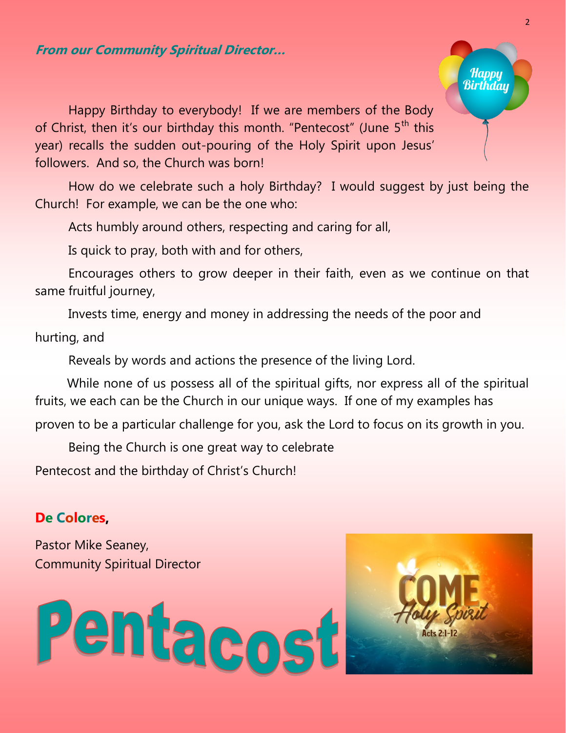***From our Community Spiritual Director…***

Happy Birthday to everybody! If we are members of the Body of Christ, then it's our birthday this month. "Pentecost" (June 5th this year) recalls the sudden out-pouring of the Holy Spirit upon Jesus' followers. And so, the Church was born!

How do we celebrate such a holy Birthday? I would suggest by just being the Church! For example, we can be the one who:

Acts humbly around others, respecting and caring for all,

Is quick to pray, both with and for others,

Encourages others to grow deeper in their faith, even as we continue on that same fruitful journey,

Invests time, energy and money in addressing the needs of the poor and hurting, and

Reveals by words and actions the presence of the living Lord.

While none of us possess all of the spiritual gifts, nor express all of the spiritual fruits, we each can be the Church in our unique ways. If one of my examples has proven to be a particular challenge for you, ask the Lord to focus on its growth in you.

Being the Church is one great way to celebrate Pentecost and the birthday of Christ's Church!

**De Colores,**

Pastor Mike Seaney,
Community Spiritual Director

# Pentacost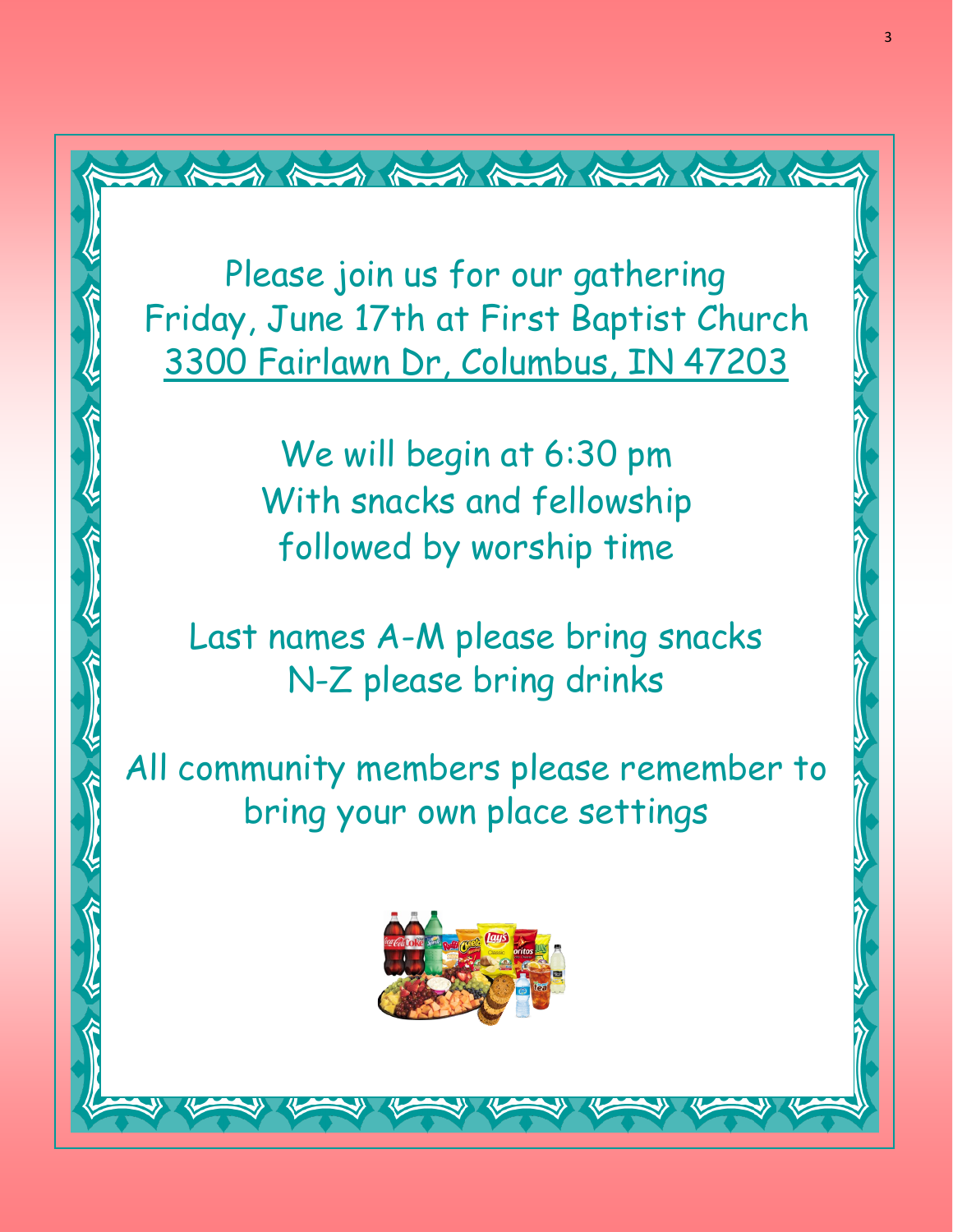Please join us for our gathering
Friday, June 17th at First Baptist Church
3300 Fairlawn Dr, Columbus, IN 47203

We will begin at 6:30 pm
With snacks and fellowship
followed by worship time

Last names A-M please bring snacks
N-Z please bring drinks

All community members please remember to bring your own place settings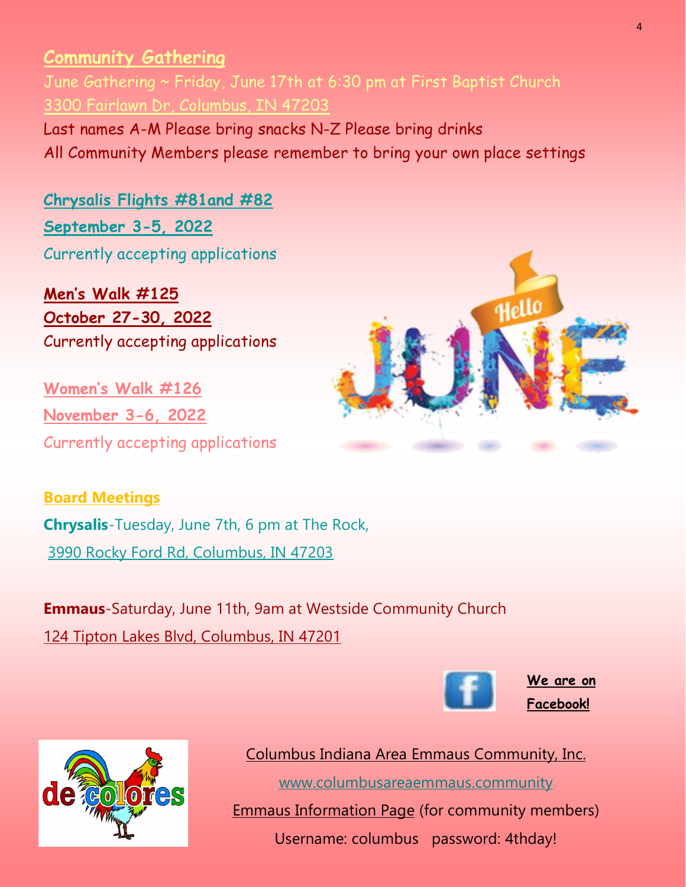## Community Gathering

June Gathering ~ Friday, June 17th at 6:30 pm at First Baptist Church
3300 Fairlawn Dr, Columbus, IN 47203

Last names A-M Please bring snacks N-Z Please bring drinks

All Community Members please remember to bring your own place settings

**Chrysalis Flights #81and #82**
**September 3-5, 2022**
Currently accepting applications

**Men's Walk #125**
**October 27-30, 2022**
Currently accepting applications

**Women's Walk #126**
**November 3-6, 2022**
Currently accepting applications

**Board Meetings**

**Chrysalis**-Tuesday, June 7th, 6 pm at The Rock,
3990 Rocky Ford Rd, Columbus, IN 47203

**Emmaus**-Saturday, June 11th, 9am at Westside Community Church
124 Tipton Lakes Blvd, Columbus, IN 47201

***We are on Facebook!***

Columbus Indiana Area Emmaus Community, Inc.

www.columbusareaemmaus.community

Emmaus Information Page (for community members)

Username: columbus password: 4thday!